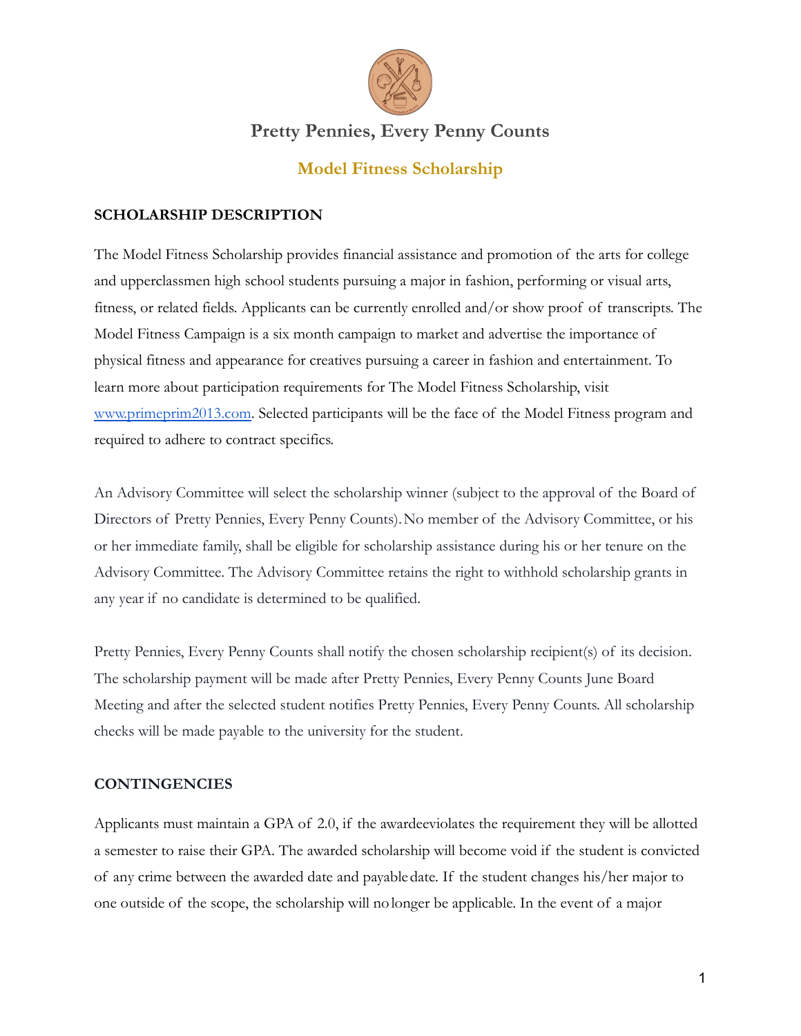## Pretty Pennies, Every Penny Counts

### Model Fitness Scholarship

**SCHOLARSHIP DESCRIPTION**

The Model Fitness Scholarship provides financial assistance and promotion of the arts for college and upperclassmen high school students pursuing a major in fashion, performing or visual arts, fitness, or related fields. Applicants can be currently enrolled and/or show proof of transcripts. The Model Fitness Campaign is a six month campaign to market and advertise the importance of physical fitness and appearance for creatives pursuing a career in fashion and entertainment. To learn more about participation requirements for The Model Fitness Scholarship, visit [www.primeprim2013.com](http://www.primeprim2013.com). Selected participants will be the face of the Model Fitness program and required to adhere to contract specifics.

An Advisory Committee will select the scholarship winner (subject to the approval of the Board of Directors of Pretty Pennies, Every Penny Counts). No member of the Advisory Committee, or his or her immediate family, shall be eligible for scholarship assistance during his or her tenure on the Advisory Committee. The Advisory Committee retains the right to withhold scholarship grants in any year if no candidate is determined to be qualified.

Pretty Pennies, Every Penny Counts shall notify the chosen scholarship recipient(s) of its decision. The scholarship payment will be made after Pretty Pennies, Every Penny Counts June Board Meeting and after the selected student notifies Pretty Pennies, Every Penny Counts. All scholarship checks will be made payable to the university for the student.

**CONTINGENCIES**

Applicants must maintain a GPA of 2.0, if the awardeeviolates the requirement they will be allotted a semester to raise their GPA. The awarded scholarship will become void if the student is convicted of any crime between the awarded date and payable date. If the student changes his/her major to one outside of the scope, the scholarship will no longer be applicable. In the event of a major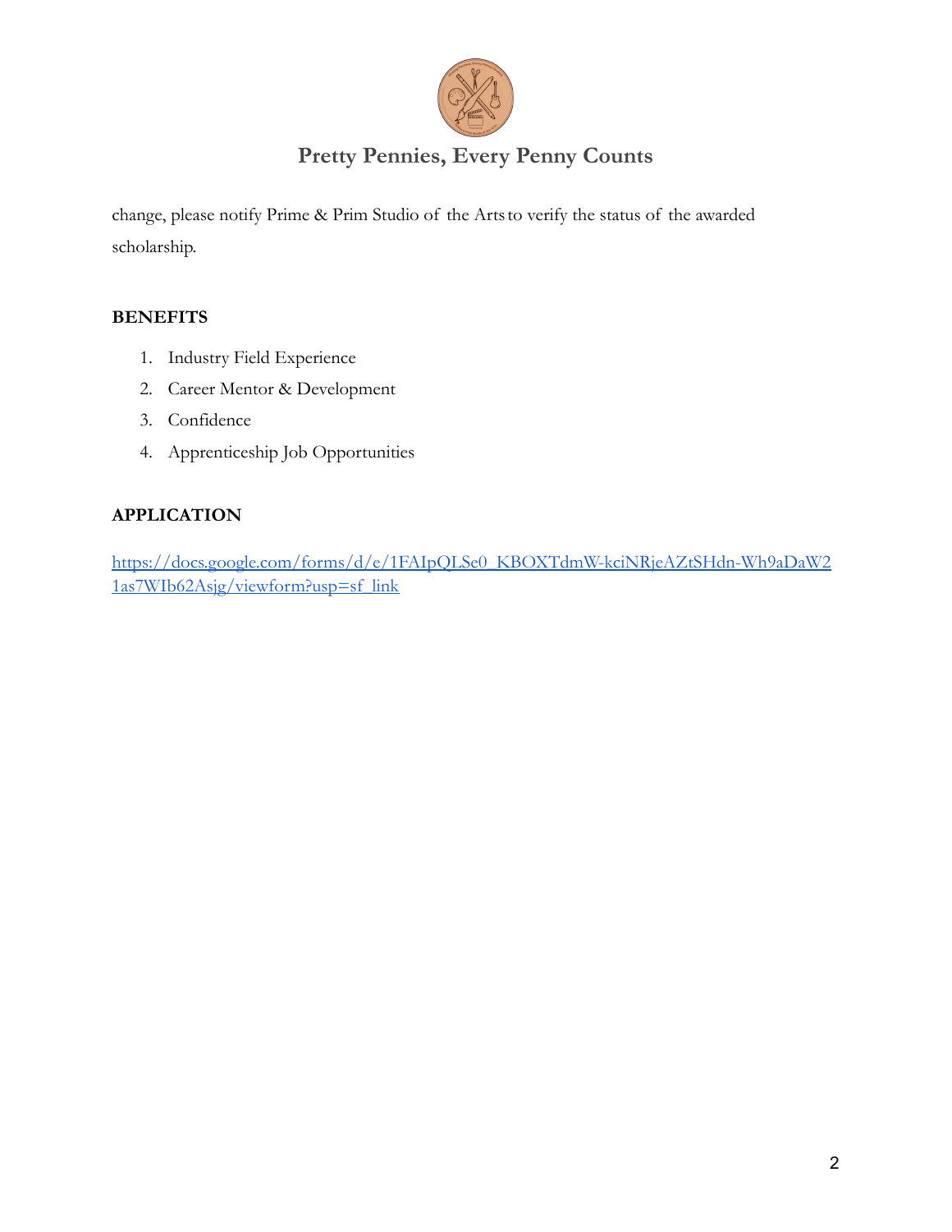change, please notify Prime & Prim Studio of the Arts to verify the status of the awarded scholarship.

**BENEFITS**

1. Industry Field Experience
2. Career Mentor & Development
3. Confidence
4. Apprenticeship Job Opportunities

**APPLICATION**

https://docs.google.com/forms/d/e/1FAIpQLSe0_KBOXTdmW-kciNRjeAZtSHdn-Wh9aDaW21as7WIb62Asjg/viewform?usp=sf_link